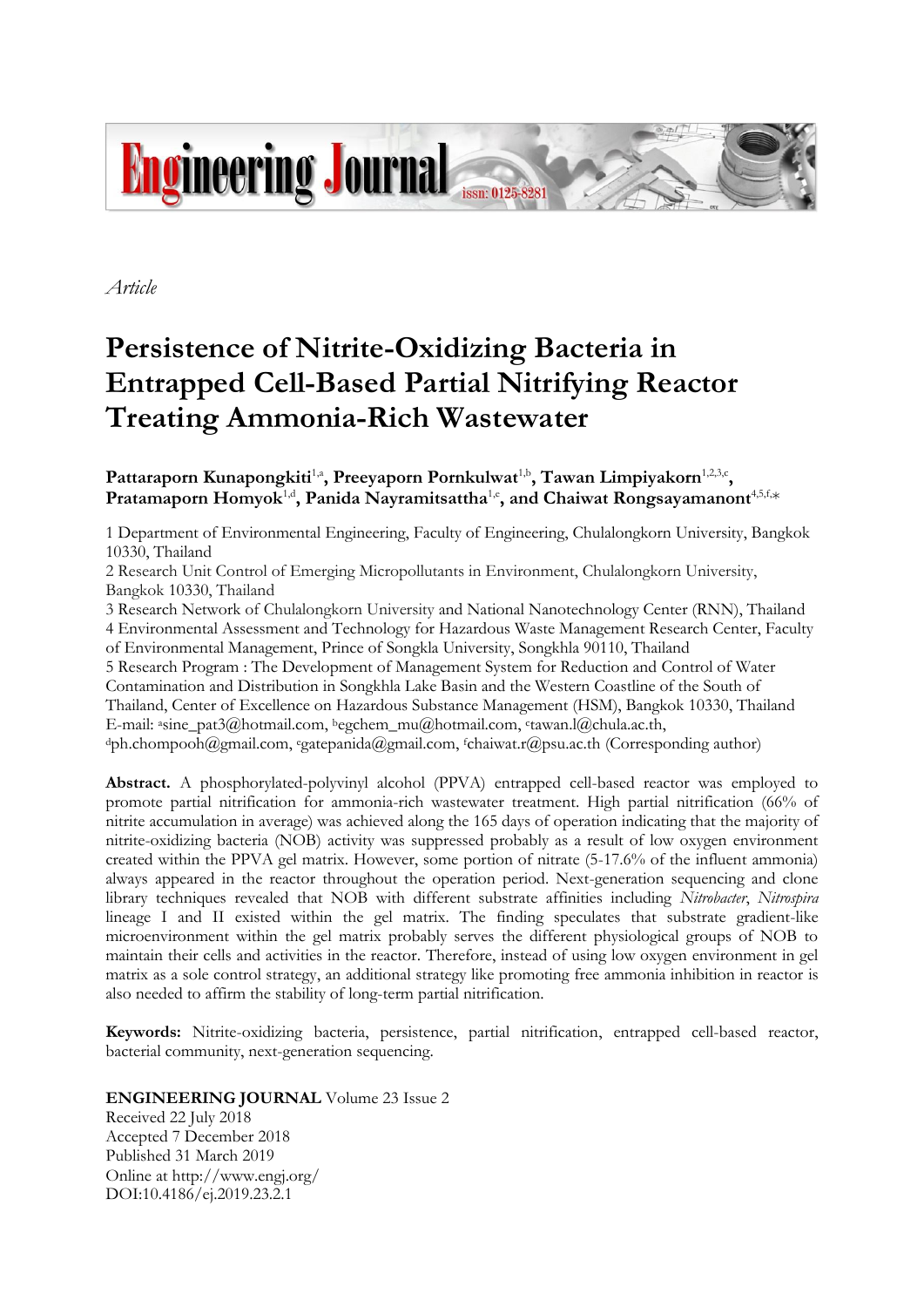*Article*

# Persistence of Nitrite-Oxidizing Bacteria in Entrapped Cell-Based Partial Nitrifying Reactor Treating Ammonia-Rich Wastewater

**Pattaraporn Kunapongkiti**[1,a], **Preeyaporn Pornkulwat**[1,b], **Tawan Limpiyakorn**[1,2,3,c], **Pratamaporn Homyok**[1,d], **Panida Nayramitsattha**[1,e], **and Chaiwat Rongsayamanont**[4,5,f,*]

1 Department of Environmental Engineering, Faculty of Engineering, Chulalongkorn University, Bangkok 10330, Thailand

2 Research Unit Control of Emerging Micropollutants in Environment, Chulalongkorn University, Bangkok 10330, Thailand

3 Research Network of Chulalongkorn University and National Nanotechnology Center (RNN), Thailand

4 Environmental Assessment and Technology for Hazardous Waste Management Research Center, Faculty of Environmental Management, Prince of Songkla University, Songkhla 90110, Thailand

5 Research Program : The Development of Management System for Reduction and Control of Water Contamination and Distribution in Songkhla Lake Basin and the Western Coastline of the South of Thailand, Center of Excellence on Hazardous Substance Management (HSM), Bangkok 10330, Thailand

E-mail: [a]sine_pat3@hotmail.com, [b]egchem_mu@hotmail.com, [c]tawan.l@chula.ac.th, [d]ph.chompooh@gmail.com, [e]gatepanida@gmail.com, [f]chaiwat.r@psu.ac.th (Corresponding author)

**Abstract.** A phosphorylated-polyvinyl alcohol (PPVA) entrapped cell-based reactor was employed to promote partial nitrification for ammonia-rich wastewater treatment. High partial nitrification (66% of nitrite accumulation in average) was achieved along the 165 days of operation indicating that the majority of nitrite-oxidizing bacteria (NOB) activity was suppressed probably as a result of low oxygen environment created within the PPVA gel matrix. However, some portion of nitrate (5-17.6% of the influent ammonia) always appeared in the reactor throughout the operation period. Next-generation sequencing and clone library techniques revealed that NOB with different substrate affinities including *Nitrobacter*, *Nitrospira* lineage I and II existed within the gel matrix. The finding speculates that substrate gradient-like microenvironment within the gel matrix probably serves the different physiological groups of NOB to maintain their cells and activities in the reactor. Therefore, instead of using low oxygen environment in gel matrix as a sole control strategy, an additional strategy like promoting free ammonia inhibition in reactor is also needed to affirm the stability of long-term partial nitrification.

**Keywords:** Nitrite-oxidizing bacteria, persistence, partial nitrification, entrapped cell-based reactor, bacterial community, next-generation sequencing.

**ENGINEERING JOURNAL** Volume 23 Issue 2
Received 22 July 2018
Accepted 7 December 2018
Published 31 March 2019
Online at http://www.engj.org/
DOI:10.4186/ej.2019.23.2.1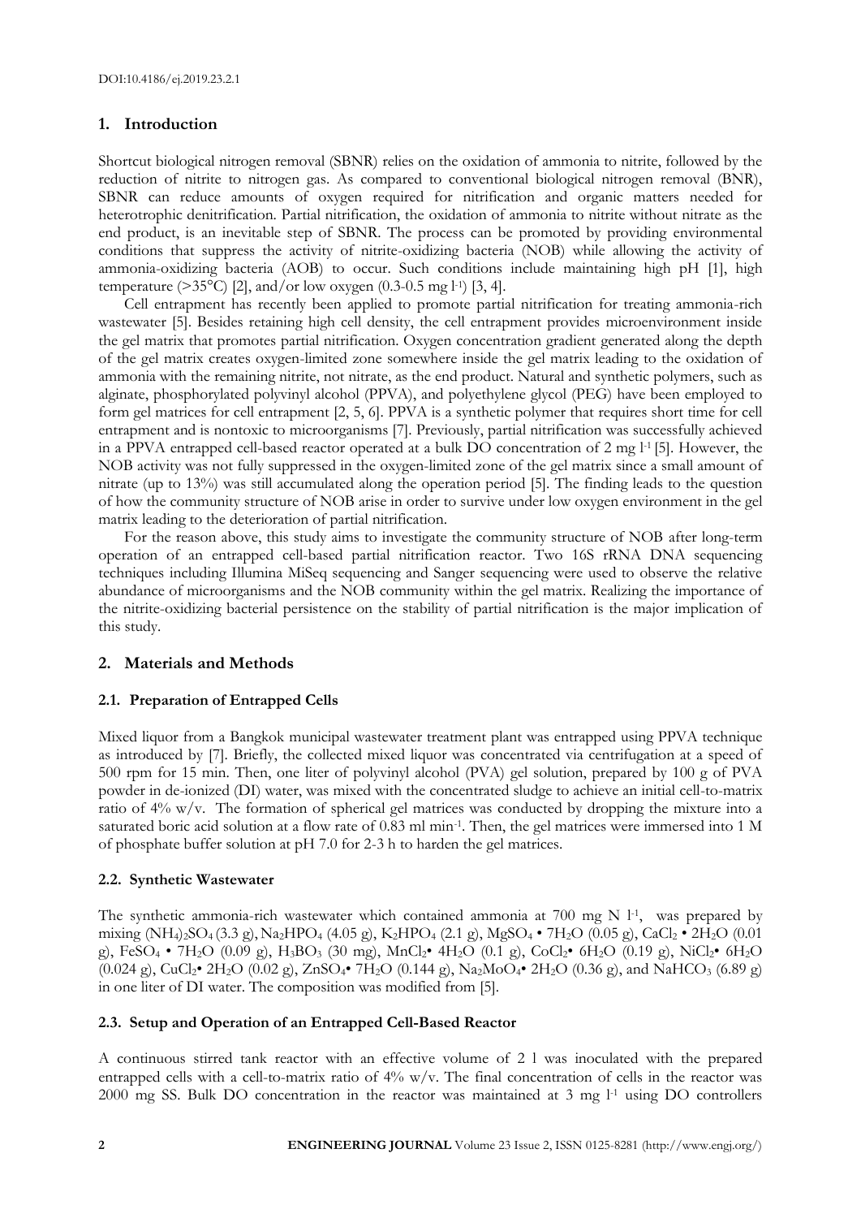## 1. Introduction

Shortcut biological nitrogen removal (SBNR) relies on the oxidation of ammonia to nitrite, followed by the reduction of nitrite to nitrogen gas. As compared to conventional biological nitrogen removal (BNR), SBNR can reduce amounts of oxygen required for nitrification and organic matters needed for heterotrophic denitrification. Partial nitrification, the oxidation of ammonia to nitrite without nitrate as the end product, is an inevitable step of SBNR. The process can be promoted by providing environmental conditions that suppress the activity of nitrite-oxidizing bacteria (NOB) while allowing the activity of ammonia-oxidizing bacteria (AOB) to occur. Such conditions include maintaining high pH [1], high temperature (>35°C) [2], and/or low oxygen (0.3-0.5 mg $l^{-1}$) [3, 4].

Cell entrapment has recently been applied to promote partial nitrification for treating ammonia-rich wastewater [5]. Besides retaining high cell density, the cell entrapment provides microenvironment inside the gel matrix that promotes partial nitrification. Oxygen concentration gradient generated along the depth of the gel matrix creates oxygen-limited zone somewhere inside the gel matrix leading to the oxidation of ammonia with the remaining nitrite, not nitrate, as the end product. Natural and synthetic polymers, such as alginate, phosphorylated polyvinyl alcohol (PPVA), and polyethylene glycol (PEG) have been employed to form gel matrices for cell entrapment [2, 5, 6]. PPVA is a synthetic polymer that requires short time for cell entrapment and is nontoxic to microorganisms [7]. Previously, partial nitrification was successfully achieved in a PPVA entrapped cell-based reactor operated at a bulk DO concentration of 2 mg $l^{-1}$ [5]. However, the NOB activity was not fully suppressed in the oxygen-limited zone of the gel matrix since a small amount of nitrate (up to 13%) was still accumulated along the operation period [5]. The finding leads to the question of how the community structure of NOB arise in order to survive under low oxygen environment in the gel matrix leading to the deterioration of partial nitrification.

For the reason above, this study aims to investigate the community structure of NOB after long-term operation of an entrapped cell-based partial nitrification reactor. Two 16S rRNA DNA sequencing techniques including Illumina MiSeq sequencing and Sanger sequencing were used to observe the relative abundance of microorganisms and the NOB community within the gel matrix. Realizing the importance of the nitrite-oxidizing bacterial persistence on the stability of partial nitrification is the major implication of this study.

## 2. Materials and Methods

### 2.1. Preparation of Entrapped Cells

Mixed liquor from a Bangkok municipal wastewater treatment plant was entrapped using PPVA technique as introduced by [7]. Briefly, the collected mixed liquor was concentrated via centrifugation at a speed of 500 rpm for 15 min. Then, one liter of polyvinyl alcohol (PVA) gel solution, prepared by 100 g of PVA powder in de-ionized (DI) water, was mixed with the concentrated sludge to achieve an initial cell-to-matrix ratio of 4% w/v. The formation of spherical gel matrices was conducted by dropping the mixture into a saturated boric acid solution at a flow rate of 0.83 ml $min^{-1}$. Then, the gel matrices were immersed into 1 M of phosphate buffer solution at pH 7.0 for 2-3 h to harden the gel matrices.

### 2.2. Synthetic Wastewater

The synthetic ammonia-rich wastewater which contained ammonia at 700 mg N $l^{-1}$, was prepared by mixing $(NH_4)_2SO_4$ (3.3 g), $Na_2HPO_4$ (4.05 g), $K_2HPO_4$ (2.1 g), $MgSO_4 \cdot 7H_2O$ (0.05 g), $CaCl_2 \cdot 2H_2O$ (0.01 g), $FeSO_4 \cdot 7H_2O$ (0.09 g), $H_3BO_3$ (30 mg), $MnCl_2 \cdot 4H_2O$ (0.1 g), $CoCl_2 \cdot 6H_2O$ (0.19 g), $NiCl_2 \cdot 6H_2O$ (0.024 g), $CuCl_2 \cdot 2H_2O$ (0.02 g), $ZnSO_4 \cdot 7H_2O$ (0.144 g), $Na_2MoO_4 \cdot 2H_2O$ (0.36 g), and $NaHCO_3$ (6.89 g) in one liter of DI water. The composition was modified from [5].

### 2.3. Setup and Operation of an Entrapped Cell-Based Reactor

A continuous stirred tank reactor with an effective volume of 2 l was inoculated with the prepared entrapped cells with a cell-to-matrix ratio of 4% w/v. The final concentration of cells in the reactor was 2000 mg SS. Bulk DO concentration in the reactor was maintained at 3 mg $l^{-1}$ using DO controllers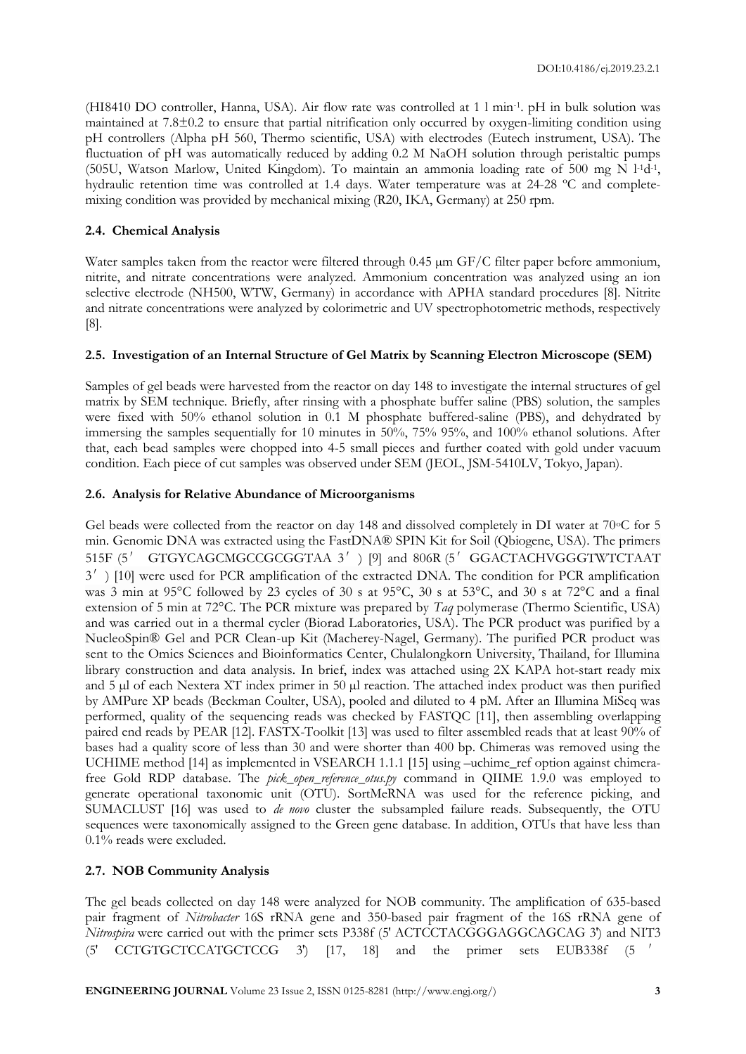(HI8410 DO controller, Hanna, USA). Air flow rate was controlled at 1 l $min^{-1}$. pH in bulk solution was maintained at 7.8±0.2 to ensure that partial nitrification only occurred by oxygen-limiting condition using pH controllers (Alpha pH 560, Thermo scientific, USA) with electrodes (Eutech instrument, USA). The fluctuation of pH was automatically reduced by adding 0.2 M NaOH solution through peristaltic pumps (505U, Watson Marlow, United Kingdom). To maintain an ammonia loading rate of 500 mg N $l^{-1}d^{-1}$, hydraulic retention time was controlled at 1.4 days. Water temperature was at 24-28 ºC and complete-mixing condition was provided by mechanical mixing (R20, IKA, Germany) at 250 rpm.

### 2.4. Chemical Analysis

Water samples taken from the reactor were filtered through 0.45 μm GF/C filter paper before ammonium, nitrite, and nitrate concentrations were analyzed. Ammonium concentration was analyzed using an ion selective electrode (NH500, WTW, Germany) in accordance with APHA standard procedures [8]. Nitrite and nitrate concentrations were analyzed by colorimetric and UV spectrophotometric methods, respectively [8].

### 2.5. Investigation of an Internal Structure of Gel Matrix by Scanning Electron Microscope (SEM)

Samples of gel beads were harvested from the reactor on day 148 to investigate the internal structures of gel matrix by SEM technique. Briefly, after rinsing with a phosphate buffer saline (PBS) solution, the samples were fixed with 50% ethanol solution in 0.1 M phosphate buffered-saline (PBS), and dehydrated by immersing the samples sequentially for 10 minutes in 50%, 75% 95%, and 100% ethanol solutions. After that, each bead samples were chopped into 4-5 small pieces and further coated with gold under vacuum condition. Each piece of cut samples was observed under SEM (JEOL, JSM-5410LV, Tokyo, Japan).

### 2.6. Analysis for Relative Abundance of Microorganisms

Gel beads were collected from the reactor on day 148 and dissolved completely in DI water at 70°C for 5 min. Genomic DNA was extracted using the FastDNA® SPIN Kit for Soil (Qbiogene, USA). The primers 515F (5′ GTGYCAGCMGCCGCGGTAA 3′) [9] and 806R (5′ GGACTACHVGGGTWTCTAAT 3′) [10] were used for PCR amplification of the extracted DNA. The condition for PCR amplification was 3 min at 95°C followed by 23 cycles of 30 s at 95°C, 30 s at 53°C, and 30 s at 72°C and a final extension of 5 min at 72°C. The PCR mixture was prepared by *Taq* polymerase (Thermo Scientific, USA) and was carried out in a thermal cycler (Biorad Laboratories, USA). The PCR product was purified by a NucleoSpin® Gel and PCR Clean-up Kit (Macherey-Nagel, Germany). The purified PCR product was sent to the Omics Sciences and Bioinformatics Center, Chulalongkorn University, Thailand, for Illumina library construction and data analysis. In brief, index was attached using 2X KAPA hot-start ready mix and 5 μl of each Nextera XT index primer in 50 μl reaction. The attached index product was then purified by AMPure XP beads (Beckman Coulter, USA), pooled and diluted to 4 pM. After an Illumina MiSeq was performed, quality of the sequencing reads was checked by FASTQC [11], then assembling overlapping paired end reads by PEAR [12]. FASTX-Toolkit [13] was used to filter assembled reads that at least 90% of bases had a quality score of less than 30 and were shorter than 400 bp. Chimeras was removed using the UCHIME method [14] as implemented in VSEARCH 1.1.1 [15] using –uchime_ref option against chimera-free Gold RDP database. The *pick_open_reference_otus.py* command in QIIME 1.9.0 was employed to generate operational taxonomic unit (OTU). SortMeRNA was used for the reference picking, and SUMACLUST [16] was used to *de novo* cluster the subsampled failure reads. Subsequently, the OTU sequences were taxonomically assigned to the Green gene database. In addition, OTUs that have less than 0.1% reads were excluded.

### 2.7. NOB Community Analysis

The gel beads collected on day 148 were analyzed for NOB community. The amplification of 635-based pair fragment of *Nitrobacter* 16S rRNA gene and 350-based pair fragment of the 16S rRNA gene of *Nitrospira* were carried out with the primer sets P338f (5' ACTCCTACGGGAGGCAGCAG 3') and NIT3 (5' CCTGTGCTCCATGCTCCG 3') [17, 18] and the primer sets EUB338f (5′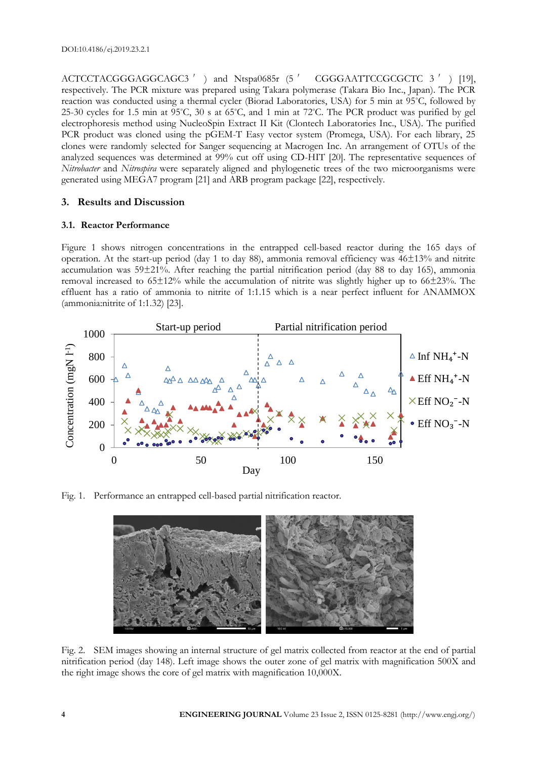ACTCCTACGGGAGGCAGC3′) and Ntspa0685r (5′ CGGGAATTCCGCGCTC 3′) [19], respectively. The PCR mixture was prepared using Takara polymerase (Takara Bio Inc., Japan). The PCR reaction was conducted using a thermal cycler (Biorad Laboratories, USA) for 5 min at 95°C, followed by 25-30 cycles for 1.5 min at 95°C, 30 s at 65°C, and 1 min at 72°C. The PCR product was purified by gel electrophoresis method using NucleoSpin Extract II Kit (Clontech Laboratories Inc., USA). The purified PCR product was cloned using the pGEM-T Easy vector system (Promega, USA). For each library, 25 clones were randomly selected for Sanger sequencing at Macrogen Inc. An arrangement of OTUs of the analyzed sequences was determined at 99% cut off using CD-HIT [20]. The representative sequences of *Nitrobacter* and *Nitrospira* were separately aligned and phylogenetic trees of the two microorganisms were generated using MEGA7 program [21] and ARB program package [22], respectively.

## 3. Results and Discussion

### 3.1. Reactor Performance

Figure 1 shows nitrogen concentrations in the entrapped cell-based reactor during the 165 days of operation. At the start-up period (day 1 to day 88), ammonia removal efficiency was 46±13% and nitrite accumulation was 59±21%. After reaching the partial nitrification period (day 88 to day 165), ammonia removal increased to 65±12% while the accumulation of nitrite was slightly higher up to 66±23%. The effluent has a ratio of ammonia to nitrite of 1:1.15 which is a near perfect influent for ANAMMOX (ammonia:nitrite of 1:1.32) [23].

Fig. 1. Performance an entrapped cell-based partial nitrification reactor.

Fig. 2. SEM images showing an internal structure of gel matrix collected from reactor at the end of partial nitrification period (day 148). Left image shows the outer zone of gel matrix with magnification 500X and the right image shows the core of gel matrix with magnification 10,000X.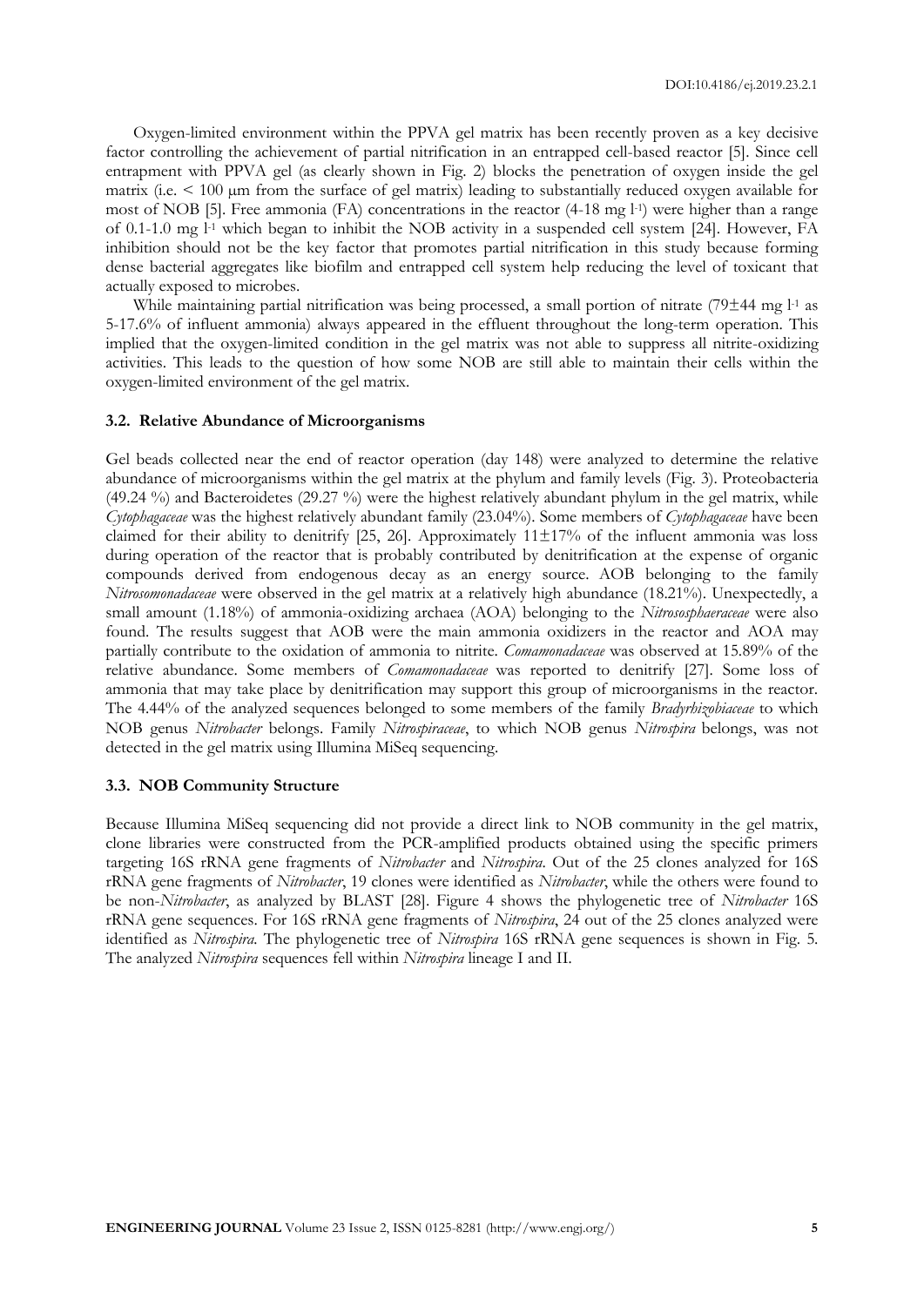Oxygen-limited environment within the PPVA gel matrix has been recently proven as a key decisive factor controlling the achievement of partial nitrification in an entrapped cell-based reactor [5]. Since cell entrapment with PPVA gel (as clearly shown in Fig. 2) blocks the penetration of oxygen inside the gel matrix (i.e. < 100 μm from the surface of gel matrix) leading to substantially reduced oxygen available for most of NOB [5]. Free ammonia (FA) concentrations in the reactor (4-18 mg $l^{-1}$) were higher than a range of 0.1-1.0 mg $l^{-1}$ which began to inhibit the NOB activity in a suspended cell system [24]. However, FA inhibition should not be the key factor that promotes partial nitrification in this study because forming dense bacterial aggregates like biofilm and entrapped cell system help reducing the level of toxicant that actually exposed to microbes.

While maintaining partial nitrification was being processed, a small portion of nitrate (79±44 mg $l^{-1}$ as 5-17.6% of influent ammonia) always appeared in the effluent throughout the long-term operation. This implied that the oxygen-limited condition in the gel matrix was not able to suppress all nitrite-oxidizing activities. This leads to the question of how some NOB are still able to maintain their cells within the oxygen-limited environment of the gel matrix.

### 3.2. Relative Abundance of Microorganisms

Gel beads collected near the end of reactor operation (day 148) were analyzed to determine the relative abundance of microorganisms within the gel matrix at the phylum and family levels (Fig. 3). Proteobacteria (49.24 %) and Bacteroidetes (29.27 %) were the highest relatively abundant phylum in the gel matrix, while *Cytophagaceae* was the highest relatively abundant family (23.04%). Some members of *Cytophagaceae* have been claimed for their ability to denitrify [25, 26]. Approximately 11±17% of the influent ammonia was loss during operation of the reactor that is probably contributed by denitrification at the expense of organic compounds derived from endogenous decay as an energy source. AOB belonging to the family *Nitrosomonadaceae* were observed in the gel matrix at a relatively high abundance (18.21%). Unexpectedly, a small amount (1.18%) of ammonia-oxidizing archaea (AOA) belonging to the *Nitrososphaeraceae* were also found. The results suggest that AOB were the main ammonia oxidizers in the reactor and AOA may partially contribute to the oxidation of ammonia to nitrite. *Comamonadaceae* was observed at 15.89% of the relative abundance. Some members of *Comamonadaceae* was reported to denitrify [27]. Some loss of ammonia that may take place by denitrification may support this group of microorganisms in the reactor. The 4.44% of the analyzed sequences belonged to some members of the family *Bradyrhizobiaceae* to which NOB genus *Nitrobacter* belongs. Family *Nitrospiraceae*, to which NOB genus *Nitrospira* belongs, was not detected in the gel matrix using Illumina MiSeq sequencing.

### 3.3. NOB Community Structure

Because Illumina MiSeq sequencing did not provide a direct link to NOB community in the gel matrix, clone libraries were constructed from the PCR-amplified products obtained using the specific primers targeting 16S rRNA gene fragments of *Nitrobacter* and *Nitrospira*. Out of the 25 clones analyzed for 16S rRNA gene fragments of *Nitrobacter*, 19 clones were identified as *Nitrobacter*, while the others were found to be non-*Nitrobacter*, as analyzed by BLAST [28]. Figure 4 shows the phylogenetic tree of *Nitrobacter* 16S rRNA gene sequences. For 16S rRNA gene fragments of *Nitrospira*, 24 out of the 25 clones analyzed were identified as *Nitrospira.* The phylogenetic tree of *Nitrospira* 16S rRNA gene sequences is shown in Fig. 5. The analyzed *Nitrospira* sequences fell within *Nitrospira* lineage I and II.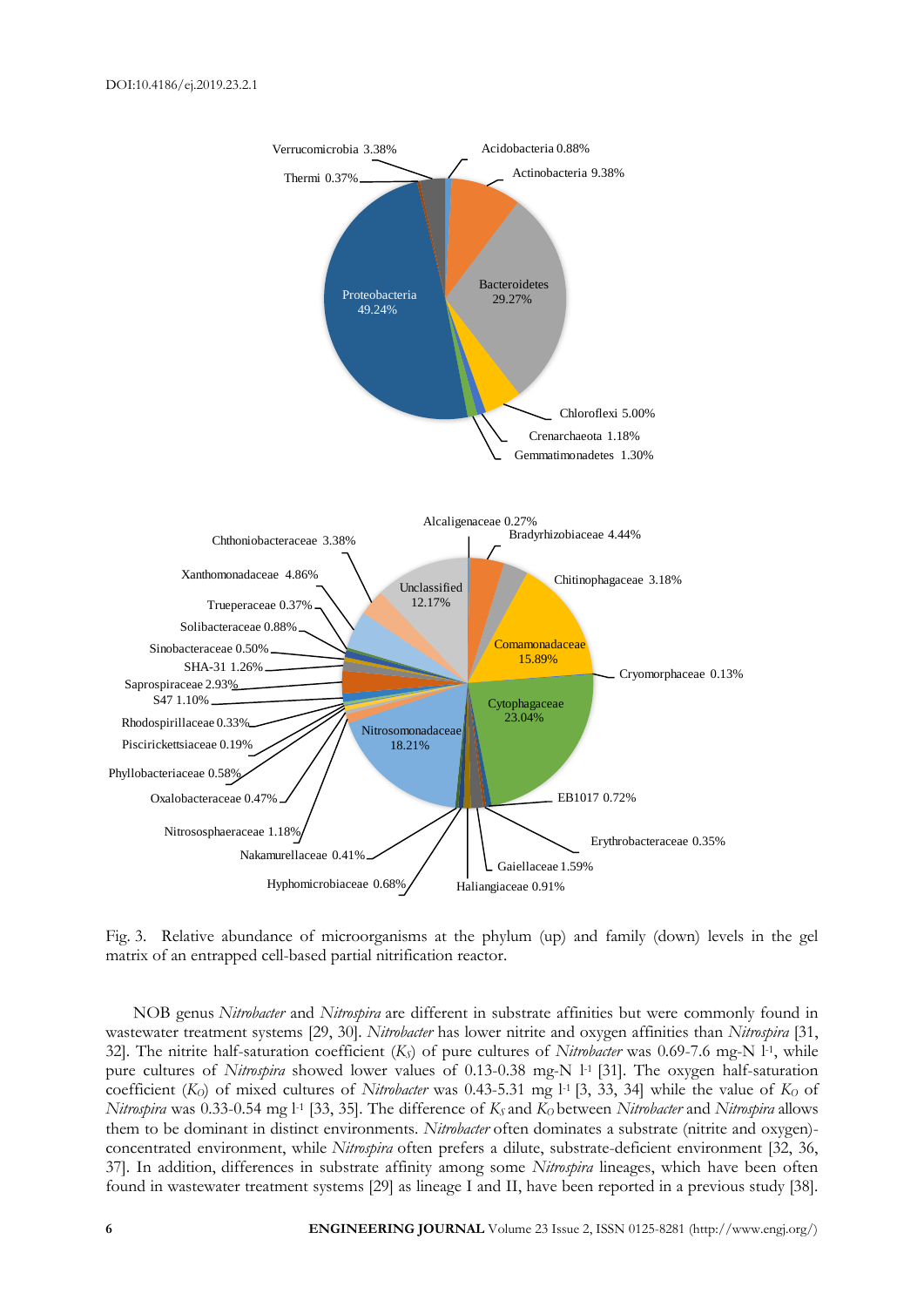Fig. 3. Relative abundance of microorganisms at the phylum (up) and family (down) levels in the gel matrix of an entrapped cell-based partial nitrification reactor.

NOB genus *Nitrobacter* and *Nitrospira* are different in substrate affinities but were commonly found in wastewater treatment systems [29, 30]. *Nitrobacter* has lower nitrite and oxygen affinities than *Nitrospira* [31, 32]. The nitrite half-saturation coefficient ($K_S$) of pure cultures of *Nitrobacter* was 0.69-7.6 mg-N $l^{-1}$, while pure cultures of *Nitrospira* showed lower values of 0.13-0.38 mg-N $l^{-1}$ [31]. The oxygen half-saturation coefficient ($K_O$) of mixed cultures of *Nitrobacter* was 0.43-5.31 mg $l^{-1}$ [3, 33, 34] while the value of $K_O$ of *Nitrospira* was 0.33-0.54 mg $l^{-1}$ [33, 35]. The difference of $K_S$ and $K_O$ between *Nitrobacter* and *Nitrospira* allows them to be dominant in distinct environments. *Nitrobacter* often dominates a substrate (nitrite and oxygen)-concentrated environment, while *Nitrospira* often prefers a dilute, substrate-deficient environment [32, 36, 37]. In addition, differences in substrate affinity among some *Nitrospira* lineages, which have been often found in wastewater treatment systems [29] as lineage I and II, have been reported in a previous study [38].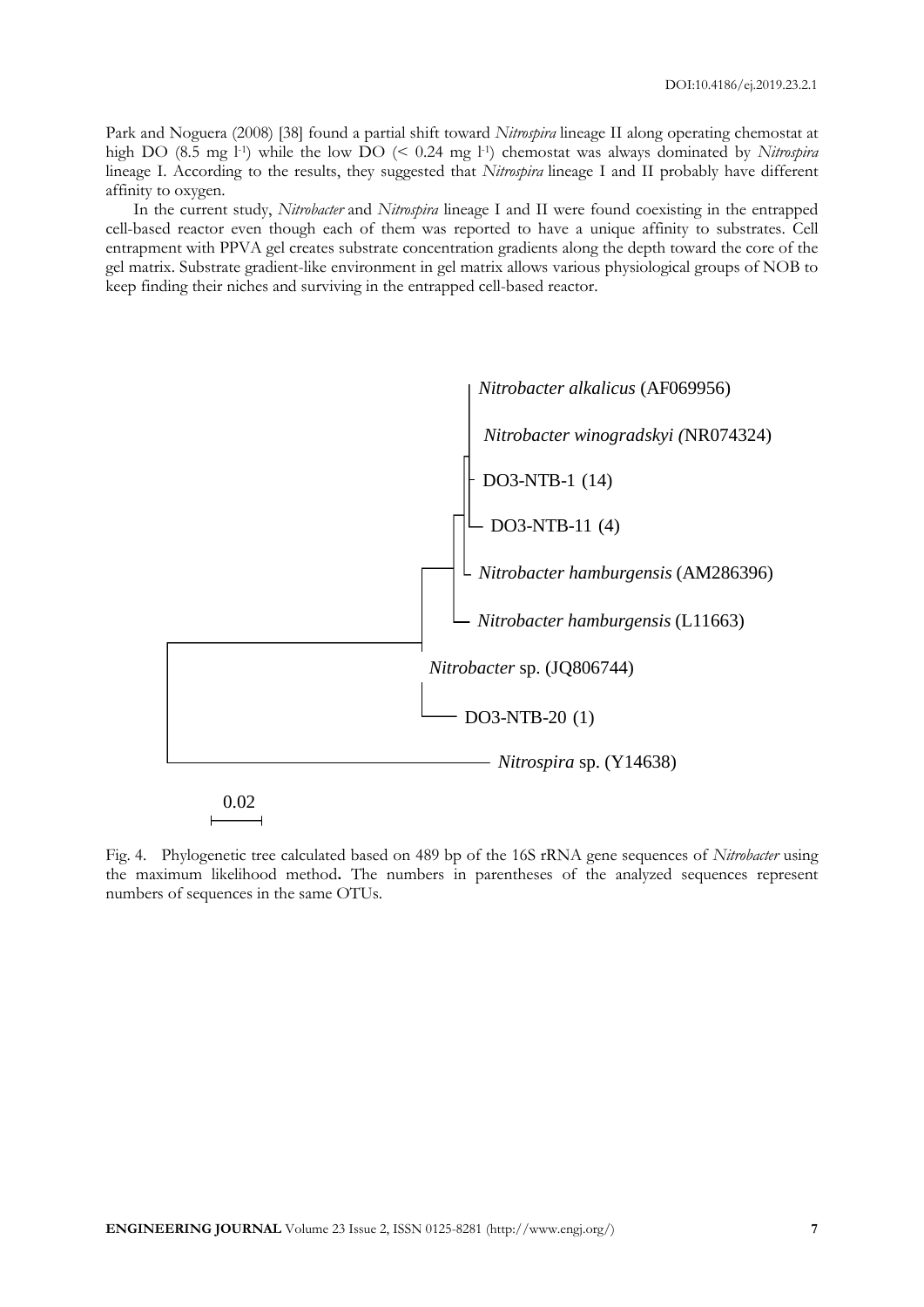Park and Noguera (2008) [38] found a partial shift toward *Nitrospira* lineage II along operating chemostat at high DO (8.5 mg $l^{-1}$) while the low DO (< 0.24 mg $l^{-1}$) chemostat was always dominated by *Nitrospira* lineage I. According to the results, they suggested that *Nitrospira* lineage I and II probably have different affinity to oxygen.

In the current study, *Nitrobacter* and *Nitrospira* lineage I and II were found coexisting in the entrapped cell-based reactor even though each of them was reported to have a unique affinity to substrates. Cell entrapment with PPVA gel creates substrate concentration gradients along the depth toward the core of the gel matrix. Substrate gradient-like environment in gel matrix allows various physiological groups of NOB to keep finding their niches and surviving in the entrapped cell-based reactor.

Fig. 4. Phylogenetic tree calculated based on 489 bp of the 16S rRNA gene sequences of *Nitrobacter* using the maximum likelihood method**.** The numbers in parentheses of the analyzed sequences represent numbers of sequences in the same OTUs.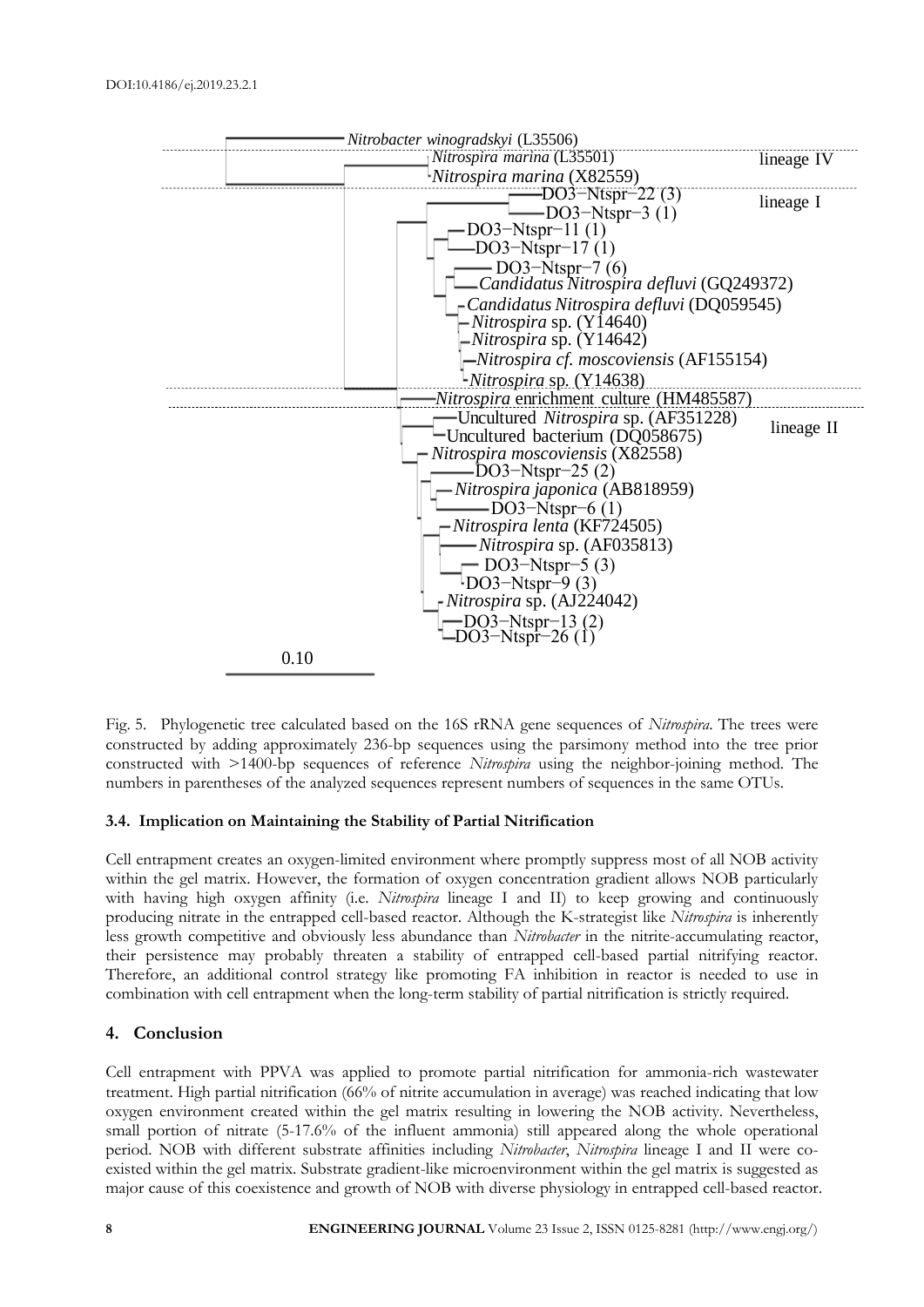Fig. 5. Phylogenetic tree calculated based on the 16S rRNA gene sequences of *Nitrospira*. The trees were constructed by adding approximately 236-bp sequences using the parsimony method into the tree prior constructed with >1400-bp sequences of reference *Nitrospira* using the neighbor-joining method. The numbers in parentheses of the analyzed sequences represent numbers of sequences in the same OTUs.

### 3.4. Implication on Maintaining the Stability of Partial Nitrification

Cell entrapment creates an oxygen-limited environment where promptly suppress most of all NOB activity within the gel matrix. However, the formation of oxygen concentration gradient allows NOB particularly with having high oxygen affinity (i.e. *Nitrospira* lineage I and II) to keep growing and continuously producing nitrate in the entrapped cell-based reactor. Although the K-strategist like *Nitrospira* is inherently less growth competitive and obviously less abundance than *Nitrobacter* in the nitrite-accumulating reactor, their persistence may probably threaten a stability of entrapped cell-based partial nitrifying reactor. Therefore, an additional control strategy like promoting FA inhibition in reactor is needed to use in combination with cell entrapment when the long-term stability of partial nitrification is strictly required.

## 4. Conclusion

Cell entrapment with PPVA was applied to promote partial nitrification for ammonia-rich wastewater treatment. High partial nitrification (66% of nitrite accumulation in average) was reached indicating that low oxygen environment created within the gel matrix resulting in lowering the NOB activity. Nevertheless, small portion of nitrate (5-17.6% of the influent ammonia) still appeared along the whole operational period. NOB with different substrate affinities including *Nitrobacter*, *Nitrospira* lineage I and II were co-existed within the gel matrix. Substrate gradient-like microenvironment within the gel matrix is suggested as major cause of this coexistence and growth of NOB with diverse physiology in entrapped cell-based reactor.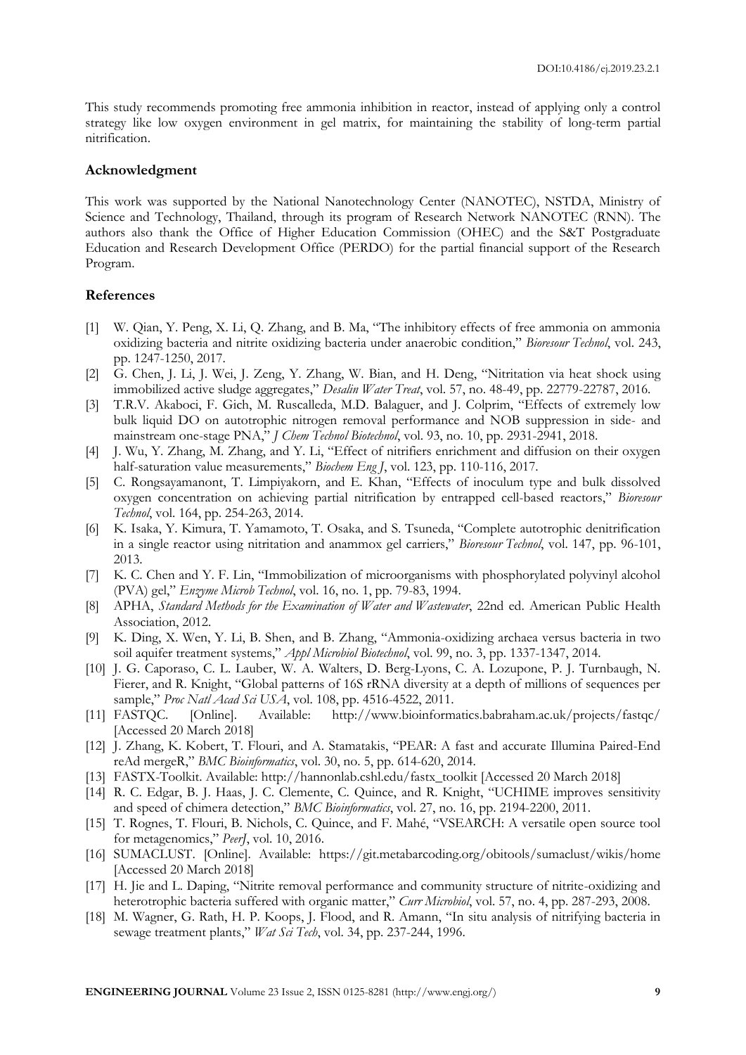This study recommends promoting free ammonia inhibition in reactor, instead of applying only a control strategy like low oxygen environment in gel matrix, for maintaining the stability of long-term partial nitrification.

## Acknowledgment

This work was supported by the National Nanotechnology Center (NANOTEC), NSTDA, Ministry of Science and Technology, Thailand, through its program of Research Network NANOTEC (RNN). The authors also thank the Office of Higher Education Commission (OHEC) and the S&T Postgraduate Education and Research Development Office (PERDO) for the partial financial support of the Research Program.

## References

[1] W. Qian, Y. Peng, X. Li, Q. Zhang, and B. Ma, "The inhibitory effects of free ammonia on ammonia oxidizing bacteria and nitrite oxidizing bacteria under anaerobic condition," *Bioresour Technol*, vol. 243, pp. 1247-1250, 2017.

[2] G. Chen, J. Li, J. Wei, J. Zeng, Y. Zhang, W. Bian, and H. Deng, "Nitritation via heat shock using immobilized active sludge aggregates," *Desalin Water Treat*, vol. 57, no. 48-49, pp. 22779-22787, 2016.

[3] T.R.V. Akaboci, F. Gich, M. Ruscalleda, M.D. Balaguer, and J. Colprim, "Effects of extremely low bulk liquid DO on autotrophic nitrogen removal performance and NOB suppression in side- and mainstream one-stage PNA," *J Chem Technol Biotechnol*, vol. 93, no. 10, pp. 2931-2941, 2018.

[4] J. Wu, Y. Zhang, M. Zhang, and Y. Li, "Effect of nitrifiers enrichment and diffusion on their oxygen half-saturation value measurements," *Biochem Eng J*, vol. 123, pp. 110-116, 2017.

[5] C. Rongsayamanont, T. Limpiyakorn, and E. Khan, "Effects of inoculum type and bulk dissolved oxygen concentration on achieving partial nitrification by entrapped cell-based reactors," *Bioresour Technol*, vol. 164, pp. 254-263, 2014.

[6] K. Isaka, Y. Kimura, T. Yamamoto, T. Osaka, and S. Tsuneda, "Complete autotrophic denitrification in a single reactor using nitritation and anammox gel carriers," *Bioresour Technol*, vol. 147, pp. 96-101, 2013.

[7] K. C. Chen and Y. F. Lin, "Immobilization of microorganisms with phosphorylated polyvinyl alcohol (PVA) gel," *Enzyme Microb Technol*, vol. 16, no. 1, pp. 79-83, 1994.

[8] APHA, *Standard Methods for the Examination of Water and Wastewater*, 22nd ed. American Public Health Association, 2012.

[9] K. Ding, X. Wen, Y. Li, B. Shen, and B. Zhang, "Ammonia-oxidizing archaea versus bacteria in two soil aquifer treatment systems," *Appl Microbiol Biotechnol*, vol. 99, no. 3, pp. 1337-1347, 2014.

[10] J. G. Caporaso, C. L. Lauber, W. A. Walters, D. Berg-Lyons, C. A. Lozupone, P. J. Turnbaugh, N. Fierer, and R. Knight, "Global patterns of 16S rRNA diversity at a depth of millions of sequences per sample," *Proc Natl Acad Sci USA*, vol. 108, pp. 4516-4522, 2011.

[11] FASTQC. [Online]. Available: http://www.bioinformatics.babraham.ac.uk/projects/fastqc/ [Accessed 20 March 2018]

[12] J. Zhang, K. Kobert, T. Flouri, and A. Stamatakis, "PEAR: A fast and accurate Illumina Paired-End reAd mergeR," *BMC Bioinformatics*, vol. 30, no. 5, pp. 614-620, 2014.

[13] FASTX-Toolkit. Available: http://hannonlab.cshl.edu/fastx_toolkit [Accessed 20 March 2018]

[14] R. C. Edgar, B. J. Haas, J. C. Clemente, C. Quince, and R. Knight, "UCHIME improves sensitivity and speed of chimera detection," *BMC Bioinformatics*, vol. 27, no. 16, pp. 2194-2200, 2011.

[15] T. Rognes, T. Flouri, B. Nichols, C. Quince, and F. Mahé, "VSEARCH: A versatile open source tool for metagenomics," *PeerJ*, vol. 10, 2016.

[16] SUMACLUST. [Online]. Available: https://git.metabarcoding.org/obitools/sumaclust/wikis/home [Accessed 20 March 2018]

[17] H. Jie and L. Daping, "Nitrite removal performance and community structure of nitrite-oxidizing and heterotrophic bacteria suffered with organic matter," *Curr Microbiol*, vol. 57, no. 4, pp. 287-293, 2008.

[18] M. Wagner, G. Rath, H. P. Koops, J. Flood, and R. Amann, "In situ analysis of nitrifying bacteria in sewage treatment plants," *Wat Sci Tech*, vol. 34, pp. 237-244, 1996.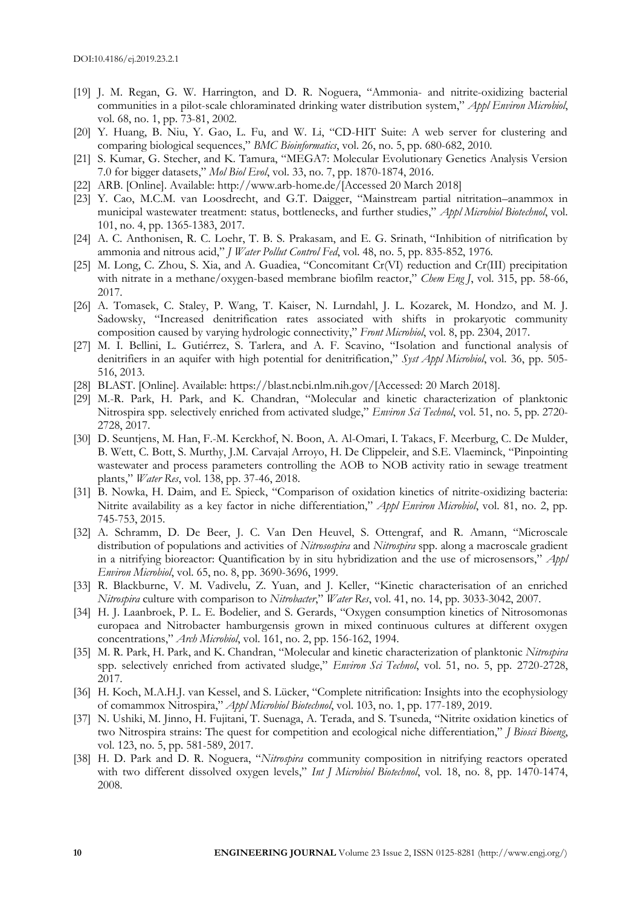[19] J. M. Regan, G. W. Harrington, and D. R. Noguera, "Ammonia- and nitrite-oxidizing bacterial communities in a pilot-scale chloraminated drinking water distribution system," *Appl Environ Microbiol*, vol. 68, no. 1, pp. 73-81, 2002.

[20] Y. Huang, B. Niu, Y. Gao, L. Fu, and W. Li, "CD-HIT Suite: A web server for clustering and comparing biological sequences," *BMC Bioinformatics*, vol. 26, no. 5, pp. 680-682, 2010.

[21] S. Kumar, G. Stecher, and K. Tamura, "MEGA7: Molecular Evolutionary Genetics Analysis Version 7.0 for bigger datasets," *Mol Biol Evol*, vol. 33, no. 7, pp. 1870-1874, 2016.

[22] ARB. [Online]. Available: http://www.arb-home.de/[Accessed 20 March 2018]

[23] Y. Cao, M.C.M. van Loosdrecht, and G.T. Daigger, "Mainstream partial nitritation–anammox in municipal wastewater treatment: status, bottlenecks, and further studies," *Appl Microbiol Biotechnol*, vol. 101, no. 4, pp. 1365-1383, 2017.

[24] A. C. Anthonisen, R. C. Loehr, T. B. S. Prakasam, and E. G. Srinath, "Inhibition of nitrification by ammonia and nitrous acid," *J Water Pollut Control Fed*, vol. 48, no. 5, pp. 835-852, 1976.

[25] M. Long, C. Zhou, S. Xia, and A. Guadiea, "Concomitant Cr(VI) reduction and Cr(III) precipitation with nitrate in a methane/oxygen-based membrane biofilm reactor," *Chem Eng J*, vol. 315, pp. 58-66, 2017.

[26] A. Tomasek, C. Staley, P. Wang, T. Kaiser, N. Lurndahl, J. L. Kozarek, M. Hondzo, and M. J. Sadowsky, "Increased denitrification rates associated with shifts in prokaryotic community composition caused by varying hydrologic connectivity," *Front Microbiol*, vol. 8, pp. 2304, 2017.

[27] M. I. Bellini, L. Gutiérrez, S. Tarlera, and A. F. Scavino, "Isolation and functional analysis of denitrifiers in an aquifer with high potential for denitrification," *Syst Appl Microbiol*, vol. 36, pp. 505-516, 2013.

[28] BLAST. [Online]. Available: https://blast.ncbi.nlm.nih.gov/[Accessed: 20 March 2018].

[29] M.-R. Park, H. Park, and K. Chandran, "Molecular and kinetic characterization of planktonic Nitrospira spp. selectively enriched from activated sludge," *Environ Sci Technol*, vol. 51, no. 5, pp. 2720-2728, 2017.

[30] D. Seuntjens, M. Han, F.-M. Kerckhof, N. Boon, A. Al-Omari, I. Takacs, F. Meerburg, C. De Mulder, B. Wett, C. Bott, S. Murthy, J.M. Carvajal Arroyo, H. De Clippeleir, and S.E. Vlaeminck, "Pinpointing wastewater and process parameters controlling the AOB to NOB activity ratio in sewage treatment plants," *Water Res*, vol. 138, pp. 37-46, 2018.

[31] B. Nowka, H. Daim, and E. Spieck, "Comparison of oxidation kinetics of nitrite-oxidizing bacteria: Nitrite availability as a key factor in niche differentiation," *Appl Environ Microbiol*, vol. 81, no. 2, pp. 745-753, 2015.

[32] A. Schramm, D. De Beer, J. C. Van Den Heuvel, S. Ottengraf, and R. Amann, "Microscale distribution of populations and activities of *Nitrosospira* and *Nitrospira* spp. along a macroscale gradient in a nitrifying bioreactor: Quantification by in situ hybridization and the use of microsensors," *Appl Environ Microbiol*, vol. 65, no. 8, pp. 3690-3696, 1999.

[33] R. Blackburne, V. M. Vadivelu, Z. Yuan, and J. Keller, "Kinetic characterisation of an enriched *Nitrospira* culture with comparison to *Nitrobacter*," *Water Res*, vol. 41, no. 14, pp. 3033-3042, 2007.

[34] H. J. Laanbroek, P. L. E. Bodelier, and S. Gerards, "Oxygen consumption kinetics of Nitrosomonas europaea and Nitrobacter hamburgensis grown in mixed continuous cultures at different oxygen concentrations," *Arch Microbiol*, vol. 161, no. 2, pp. 156-162, 1994.

[35] M. R. Park, H. Park, and K. Chandran, "Molecular and kinetic characterization of planktonic *Nitrospira* spp. selectively enriched from activated sludge," *Environ Sci Technol*, vol. 51, no. 5, pp. 2720-2728, 2017.

[36] H. Koch, M.A.H.J. van Kessel, and S. Lücker, "Complete nitrification: Insights into the ecophysiology of comammox Nitrospira," *Appl Microbiol Biotechnol*, vol. 103, no. 1, pp. 177-189, 2019.

[37] N. Ushiki, M. Jinno, H. Fujitani, T. Suenaga, A. Terada, and S. Tsuneda, "Nitrite oxidation kinetics of two Nitrospira strains: The quest for competition and ecological niche differentiation," *J Biosci Bioeng*, vol. 123, no. 5, pp. 581-589, 2017.

[38] H. D. Park and D. R. Noguera, "*Nitrospira* community composition in nitrifying reactors operated with two different dissolved oxygen levels," *Int J Microbiol Biotechnol*, vol. 18, no. 8, pp. 1470-1474, 2008.